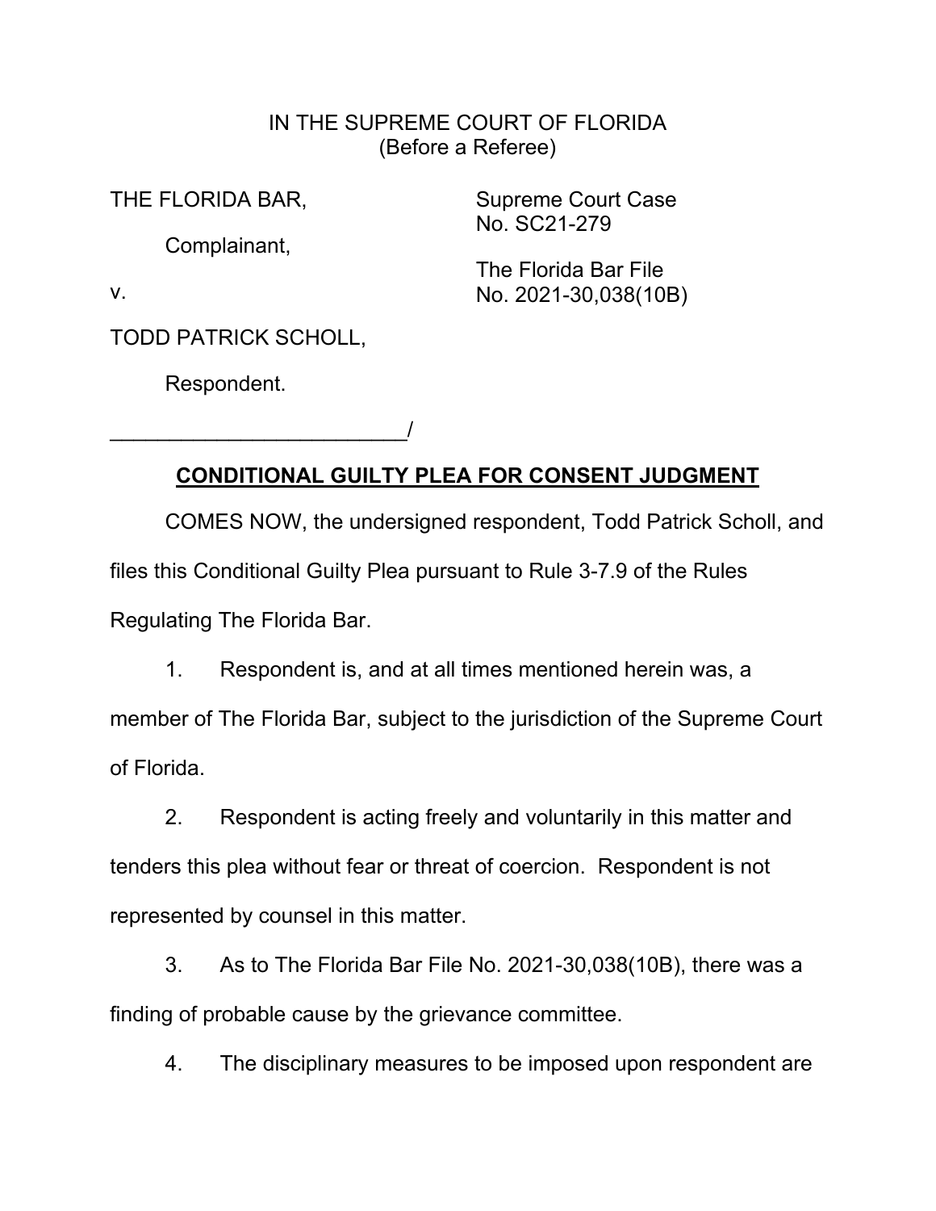IN THE SUPREME COURT OF FLORIDA
(Before a Referee)

THE FLORIDA BAR,

Complainant,

v.

TODD PATRICK SCHOLL,

Respondent.

\_\_\_\_\_\_\_\_\_\_\_\_\_\_\_\_\_\_\_\_\_\_\_\_\_\_/

Supreme Court Case
No. SC21-279

The Florida Bar File
No. 2021-30,038(10B)

## **CONDITIONAL GUILTY PLEA FOR CONSENT JUDGMENT**

COMES NOW, the undersigned respondent, Todd Patrick Scholl, and files this Conditional Guilty Plea pursuant to Rule 3-7.9 of the Rules Regulating The Florida Bar.

1. Respondent is, and at all times mentioned herein was, a member of The Florida Bar, subject to the jurisdiction of the Supreme Court of Florida.

2. Respondent is acting freely and voluntarily in this matter and tenders this plea without fear or threat of coercion. Respondent is not represented by counsel in this matter.

3. As to The Florida Bar File No. 2021-30,038(10B), there was a finding of probable cause by the grievance committee.

4. The disciplinary measures to be imposed upon respondent are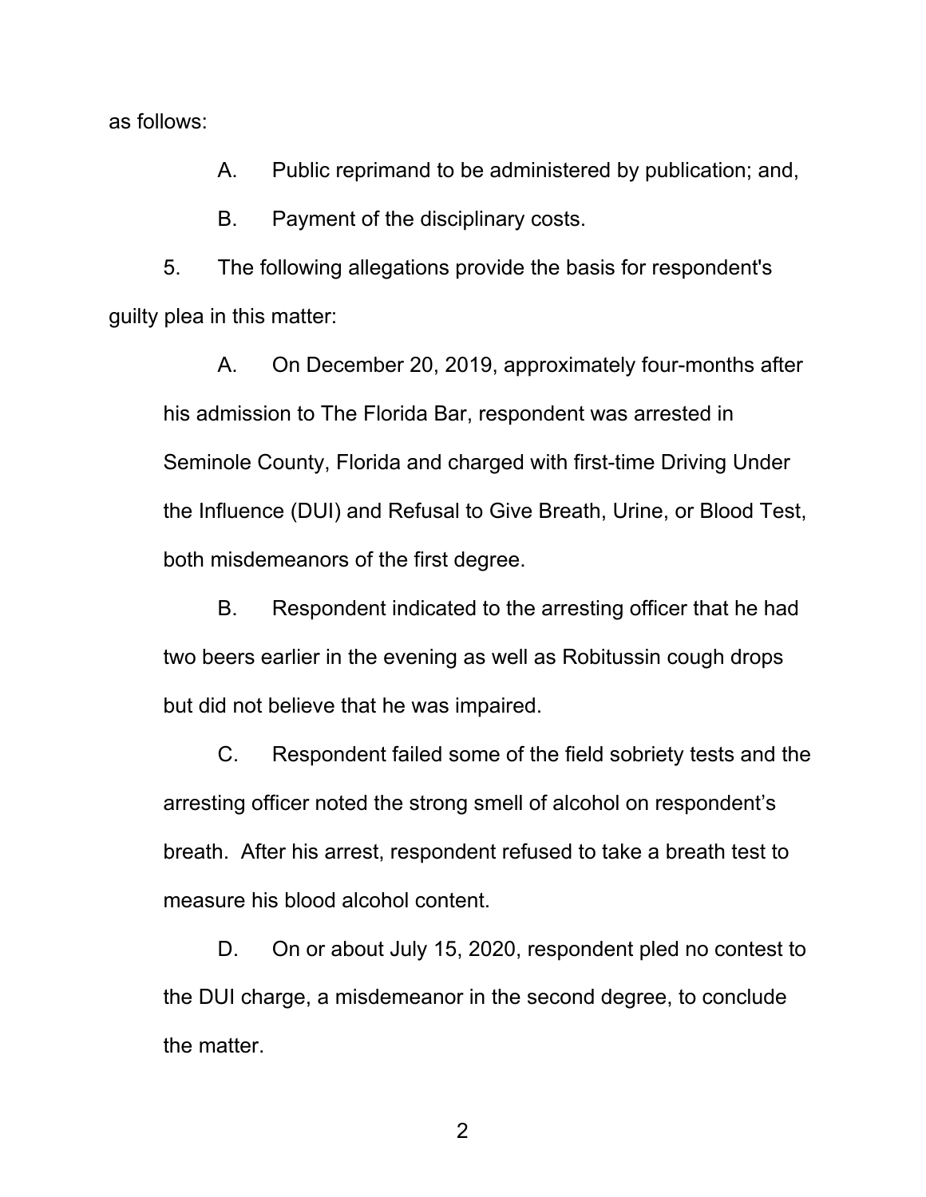as follows:

A. Public reprimand to be administered by publication; and,

B. Payment of the disciplinary costs.

5. The following allegations provide the basis for respondent's guilty plea in this matter:

A. On December 20, 2019, approximately four-months after his admission to The Florida Bar, respondent was arrested in Seminole County, Florida and charged with first-time Driving Under the Influence (DUI) and Refusal to Give Breath, Urine, or Blood Test, both misdemeanors of the first degree.

B. Respondent indicated to the arresting officer that he had two beers earlier in the evening as well as Robitussin cough drops but did not believe that he was impaired.

C. Respondent failed some of the field sobriety tests and the arresting officer noted the strong smell of alcohol on respondent's breath. After his arrest, respondent refused to take a breath test to measure his blood alcohol content.

D. On or about July 15, 2020, respondent pled no contest to the DUI charge, a misdemeanor in the second degree, to conclude the matter.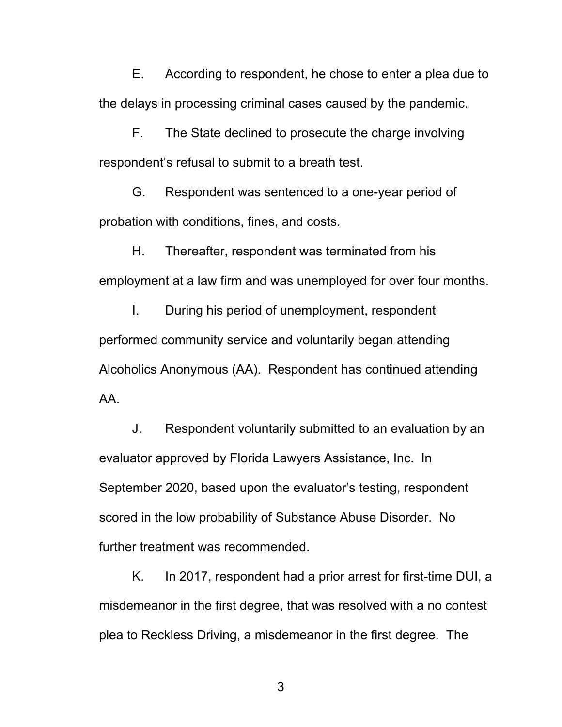E. According to respondent, he chose to enter a plea due to the delays in processing criminal cases caused by the pandemic.

F. The State declined to prosecute the charge involving respondent's refusal to submit to a breath test.

G. Respondent was sentenced to a one-year period of probation with conditions, fines, and costs.

H. Thereafter, respondent was terminated from his employment at a law firm and was unemployed for over four months.

I. During his period of unemployment, respondent performed community service and voluntarily began attending Alcoholics Anonymous (AA). Respondent has continued attending AA.

J. Respondent voluntarily submitted to an evaluation by an evaluator approved by Florida Lawyers Assistance, Inc. In September 2020, based upon the evaluator's testing, respondent scored in the low probability of Substance Abuse Disorder. No further treatment was recommended.

K. In 2017, respondent had a prior arrest for first-time DUI, a misdemeanor in the first degree, that was resolved with a no contest plea to Reckless Driving, a misdemeanor in the first degree. The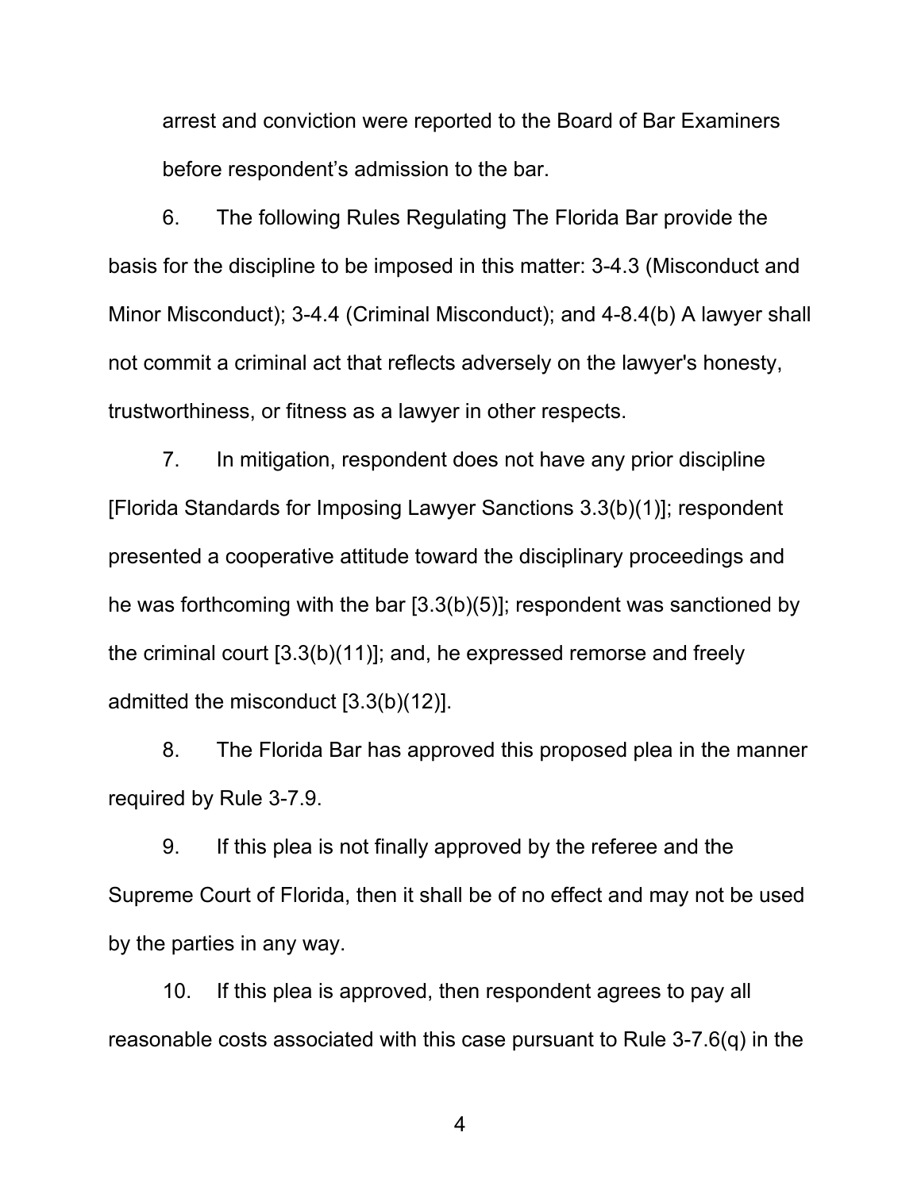arrest and conviction were reported to the Board of Bar Examiners before respondent's admission to the bar.

6. The following Rules Regulating The Florida Bar provide the basis for the discipline to be imposed in this matter: 3-4.3 (Misconduct and Minor Misconduct); 3-4.4 (Criminal Misconduct); and 4-8.4(b) A lawyer shall not commit a criminal act that reflects adversely on the lawyer's honesty, trustworthiness, or fitness as a lawyer in other respects.

7. In mitigation, respondent does not have any prior discipline [Florida Standards for Imposing Lawyer Sanctions 3.3(b)(1)]; respondent presented a cooperative attitude toward the disciplinary proceedings and he was forthcoming with the bar [3.3(b)(5)]; respondent was sanctioned by the criminal court [3.3(b)(11)]; and, he expressed remorse and freely admitted the misconduct [3.3(b)(12)].

8. The Florida Bar has approved this proposed plea in the manner required by Rule 3-7.9.

9. If this plea is not finally approved by the referee and the Supreme Court of Florida, then it shall be of no effect and may not be used by the parties in any way.

10. If this plea is approved, then respondent agrees to pay all reasonable costs associated with this case pursuant to Rule 3-7.6(q) in the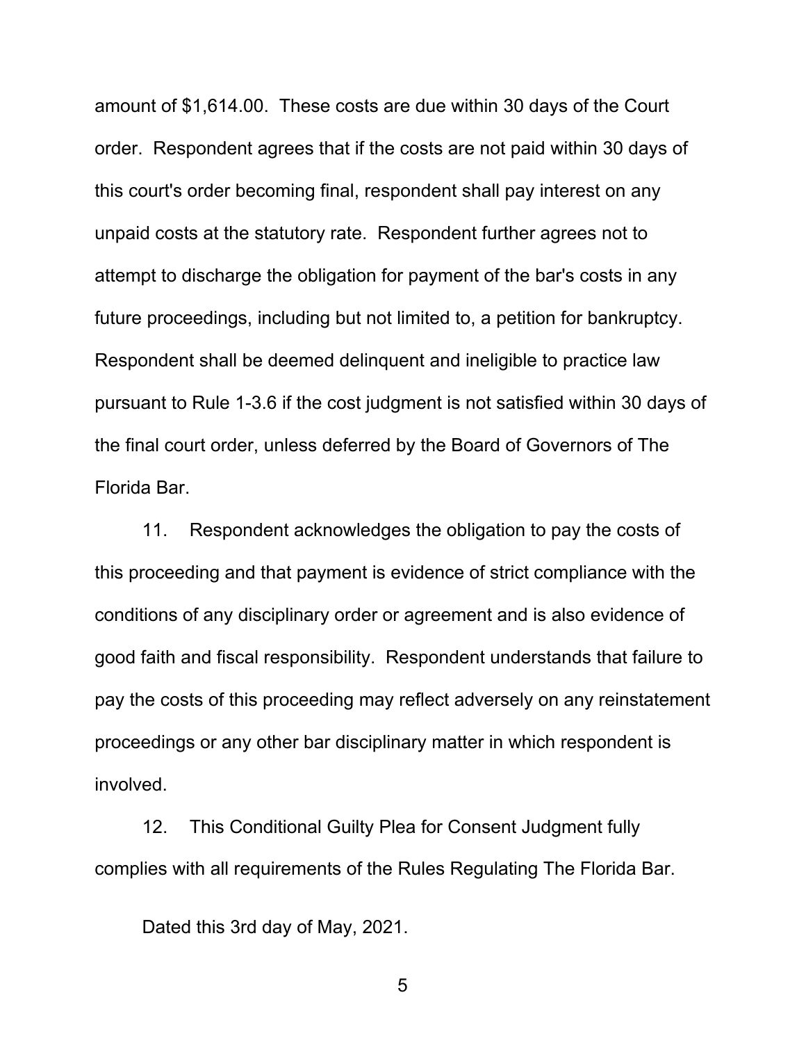amount of $1,614.00. These costs are due within 30 days of the Court order. Respondent agrees that if the costs are not paid within 30 days of this court's order becoming final, respondent shall pay interest on any unpaid costs at the statutory rate. Respondent further agrees not to attempt to discharge the obligation for payment of the bar's costs in any future proceedings, including but not limited to, a petition for bankruptcy. Respondent shall be deemed delinquent and ineligible to practice law pursuant to Rule 1-3.6 if the cost judgment is not satisfied within 30 days of the final court order, unless deferred by the Board of Governors of The Florida Bar.

11. Respondent acknowledges the obligation to pay the costs of this proceeding and that payment is evidence of strict compliance with the conditions of any disciplinary order or agreement and is also evidence of good faith and fiscal responsibility. Respondent understands that failure to pay the costs of this proceeding may reflect adversely on any reinstatement proceedings or any other bar disciplinary matter in which respondent is involved.

12. This Conditional Guilty Plea for Consent Judgment fully complies with all requirements of the Rules Regulating The Florida Bar.

Dated this 3rd day of May, 2021.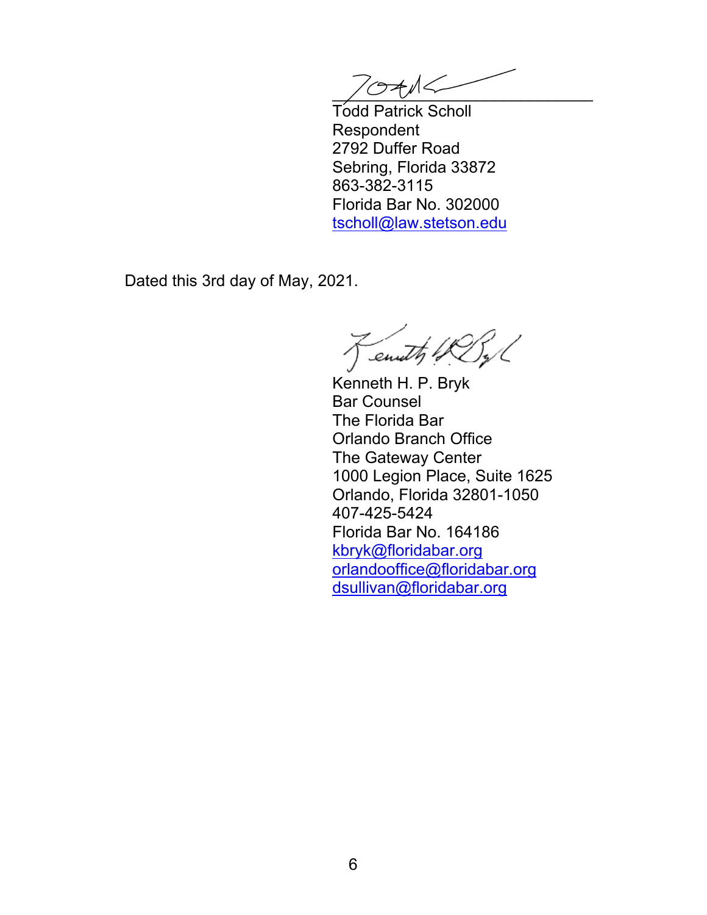Todd Patrick Scholl
Respondent
2792 Duffer Road
Sebring, Florida 33872
863-382-3115
Florida Bar No. 302000
tscholl@law.stetson.edu

Dated this 3rd day of May, 2021.

Kenneth H. P. Bryk
Bar Counsel
The Florida Bar
Orlando Branch Office
The Gateway Center
1000 Legion Place, Suite 1625
Orlando, Florida 32801-1050
407-425-5424
Florida Bar No. 164186
kbryk@floridabar.org
orlandooffice@floridabar.org
dsullivan@floridabar.org